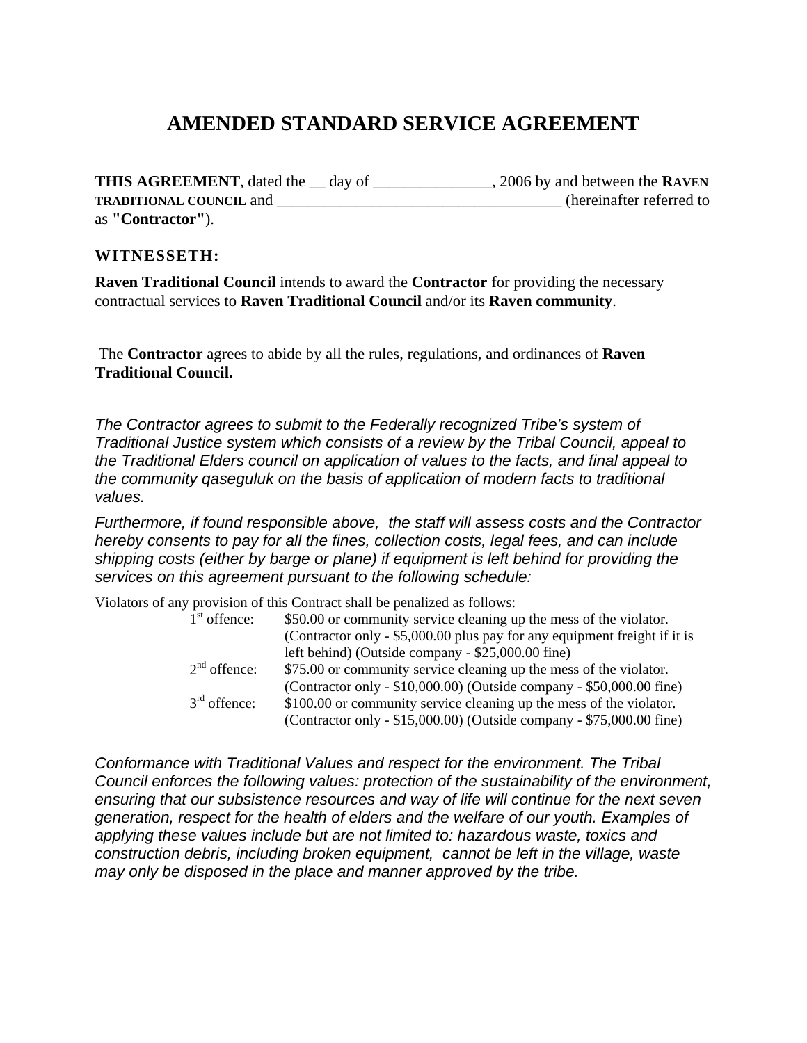# AMENDED STANDARD SERVICE AGREEMENT

**THIS AGREEMENT**, dated the __ day of _______________, 2006 by and between the **RAVEN TRADITIONAL COUNCIL** and _____________________________________ (hereinafter referred to as **"Contractor"**).

**WITNESSETH:**

**Raven Traditional Council** intends to award the **Contractor** for providing the necessary contractual services to **Raven Traditional Council** and/or its **Raven community**.

The **Contractor** agrees to abide by all the rules, regulations, and ordinances of **Raven Traditional Council.**

*The Contractor agrees to submit to the Federally recognized Tribe's system of Traditional Justice system which consists of a review by the Tribal Council, appeal to the Traditional Elders council on application of values to the facts, and final appeal to the community qaseguluk on the basis of application of modern facts to traditional values.*

*Furthermore, if found responsible above, the staff will assess costs and the Contractor hereby consents to pay for all the fines, collection costs, legal fees, and can include shipping costs (either by barge or plane) if equipment is left behind for providing the services on this agreement pursuant to the following schedule:*

Violators of any provision of this Contract shall be penalized as follows:

| | |
|---|---|
| 1st offence: | $50.00 or community service cleaning up the mess of the violator. (Contractor only - $5,000.00 plus pay for any equipment freight if it is left behind) (Outside company - $25,000.00 fine) |
| 2nd offence: | $75.00 or community service cleaning up the mess of the violator. (Contractor only - $10,000.00) (Outside company - $50,000.00 fine) |
| 3rd offence: | $100.00 or community service cleaning up the mess of the violator. (Contractor only - $15,000.00) (Outside company - $75,000.00 fine) |

*Conformance with Traditional Values and respect for the environment. The Tribal Council enforces the following values: protection of the sustainability of the environment, ensuring that our subsistence resources and way of life will continue for the next seven generation, respect for the health of elders and the welfare of our youth. Examples of applying these values include but are not limited to: hazardous waste, toxics and construction debris, including broken equipment, cannot be left in the village, waste may only be disposed in the place and manner approved by the tribe.*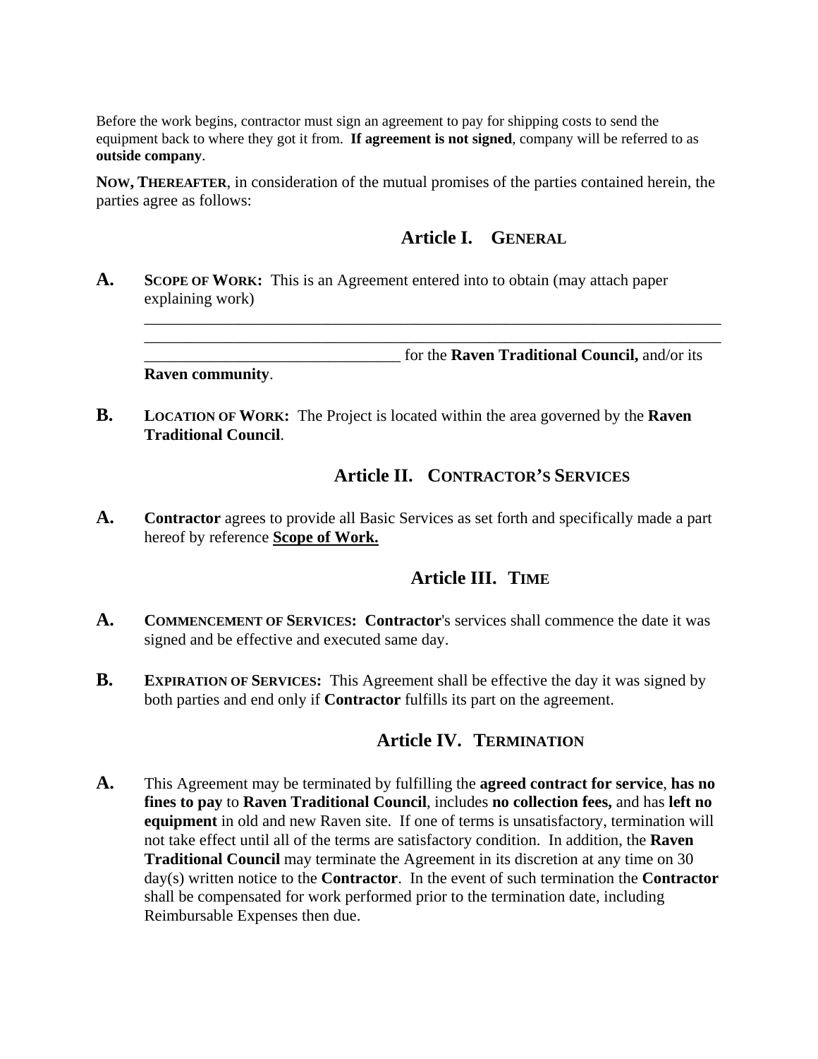Before the work begins, contractor must sign an agreement to pay for shipping costs to send the equipment back to where they got it from. **If agreement is not signed**, company will be referred to as **outside company**.

**NOW, THEREAFTER**, in consideration of the mutual promises of the parties contained herein, the parties agree as follows:

## Article I. GENERAL

**A.** **SCOPE OF WORK:** This is an Agreement entered into to obtain (may attach paper explaining work)

______________________________________________________________________________
______________________________________________________________________________
________________________________ for the **Raven Traditional Council,** and/or its **Raven community**.

**B.** **LOCATION OF WORK:** The Project is located within the area governed by the **Raven Traditional Council**.

## Article II. CONTRACTOR'S SERVICES

**A.** **Contractor** agrees to provide all Basic Services as set forth and specifically made a part hereof by reference **<u>Scope of Work.</u>**

## Article III. TIME

**A.** **COMMENCEMENT OF SERVICES:** **Contractor**'s services shall commence the date it was signed and be effective and executed same day.

**B.** **EXPIRATION OF SERVICES:** This Agreement shall be effective the day it was signed by both parties and end only if **Contractor** fulfills its part on the agreement.

## Article IV. TERMINATION

**A.** This Agreement may be terminated by fulfilling the **agreed contract for service**, **has no fines to pay** to **Raven Traditional Council**, includes **no collection fees,** and has **left no equipment** in old and new Raven site. If one of terms is unsatisfactory, termination will not take effect until all of the terms are satisfactory condition. In addition, the **Raven Traditional Council** may terminate the Agreement in its discretion at any time on 30 day(s) written notice to the **Contractor**. In the event of such termination the **Contractor** shall be compensated for work performed prior to the termination date, including Reimbursable Expenses then due.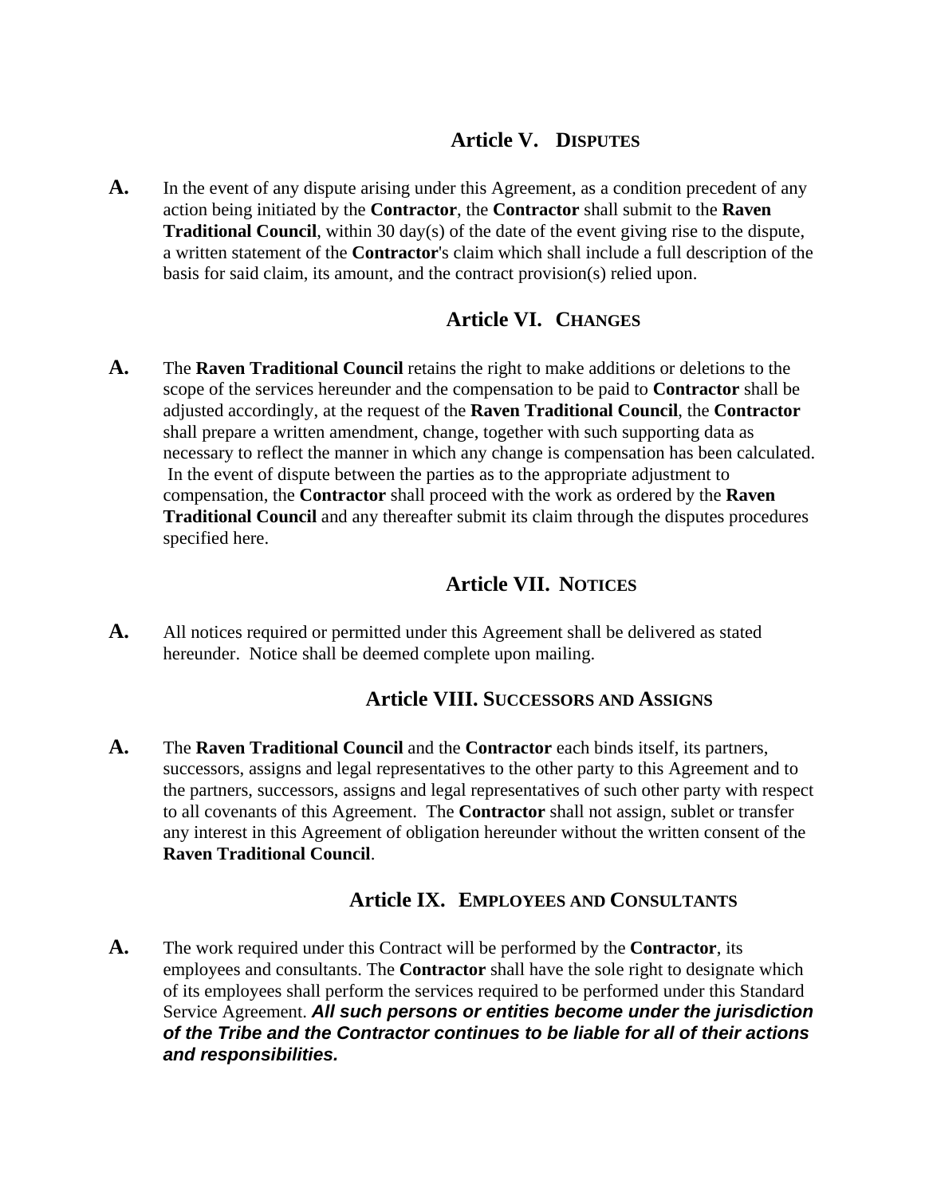## Article V. DISPUTES

**A.** In the event of any dispute arising under this Agreement, as a condition precedent of any action being initiated by the **Contractor**, the **Contractor** shall submit to the **Raven Traditional Council**, within 30 day(s) of the date of the event giving rise to the dispute, a written statement of the **Contractor**'s claim which shall include a full description of the basis for said claim, its amount, and the contract provision(s) relied upon.

## Article VI. CHANGES

**A.** The **Raven Traditional Council** retains the right to make additions or deletions to the scope of the services hereunder and the compensation to be paid to **Contractor** shall be adjusted accordingly, at the request of the **Raven Traditional Council**, the **Contractor** shall prepare a written amendment, change, together with such supporting data as necessary to reflect the manner in which any change is compensation has been calculated. In the event of dispute between the parties as to the appropriate adjustment to compensation, the **Contractor** shall proceed with the work as ordered by the **Raven Traditional Council** and any thereafter submit its claim through the disputes procedures specified here.

## Article VII. NOTICES

**A.** All notices required or permitted under this Agreement shall be delivered as stated hereunder. Notice shall be deemed complete upon mailing.

## Article VIII. SUCCESSORS AND ASSIGNS

**A.** The **Raven Traditional Council** and the **Contractor** each binds itself, its partners, successors, assigns and legal representatives to the other party to this Agreement and to the partners, successors, assigns and legal representatives of such other party with respect to all covenants of this Agreement. The **Contractor** shall not assign, sublet or transfer any interest in this Agreement of obligation hereunder without the written consent of the **Raven Traditional Council**.

## Article IX. EMPLOYEES AND CONSULTANTS

**A.** The work required under this Contract will be performed by the **Contractor**, its employees and consultants. The **Contractor** shall have the sole right to designate which of its employees shall perform the services required to be performed under this Standard Service Agreement. ***All such persons or entities become under the jurisdiction of the Tribe and the Contractor continues to be liable for all of their actions and responsibilities.***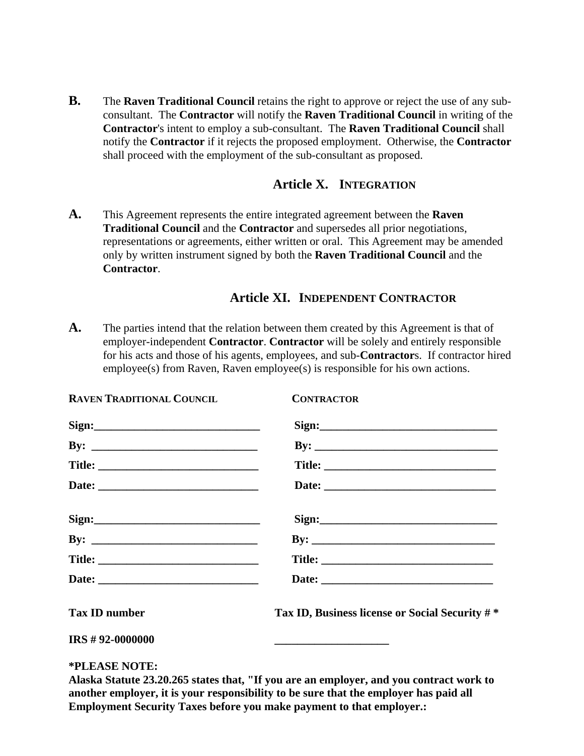**B.** The **Raven Traditional Council** retains the right to approve or reject the use of any sub-consultant. The **Contractor** will notify the **Raven Traditional Council** in writing of the **Contractor**'s intent to employ a sub-consultant. The **Raven Traditional Council** shall notify the **Contractor** if it rejects the proposed employment. Otherwise, the **Contractor** shall proceed with the employment of the sub-consultant as proposed.

## Article X. INTEGRATION

**A.** This Agreement represents the entire integrated agreement between the **Raven Traditional Council** and the **Contractor** and supersedes all prior negotiations, representations or agreements, either written or oral. This Agreement may be amended only by written instrument signed by both the **Raven Traditional Council** and the **Contractor**.

## Article XI. INDEPENDENT CONTRACTOR

**A.** The parties intend that the relation between them created by this Agreement is that of employer-independent **Contractor**. **Contractor** will be solely and entirely responsible for his acts and those of his agents, employees, and sub-**Contractor**s. If contractor hired employee(s) from Raven, Raven employee(s) is responsible for his own actions.

| RAVEN TRADITIONAL COUNCIL | CONTRACTOR |
|---|---|
| **Sign:**_____________________________ | **Sign:**_______________________________ |
| **By:** _____________________________ | **By:** _______________________________ |
| **Title:** ____________________________ | **Title:** ______________________________ |
| **Date:** ____________________________ | **Date:** ______________________________ |
| **Sign:**_____________________________ | **Sign:**_______________________________ |
| **By:** _____________________________ | **By:** _______________________________ |
| **Title:** ____________________________ | **Title:** ______________________________ |
| **Date:** ____________________________ | **Date:** ______________________________ |
| **Tax ID number** | **Tax ID, Business license or Social Security # *** |
| **IRS # 92-0000000** | ____________________ |

***PLEASE NOTE:**
**Alaska Statute 23.20.265 states that, "If you are an employer, and you contract work to another employer, it is your responsibility to be sure that the employer has paid all Employment Security Taxes before you make payment to that employer.:**